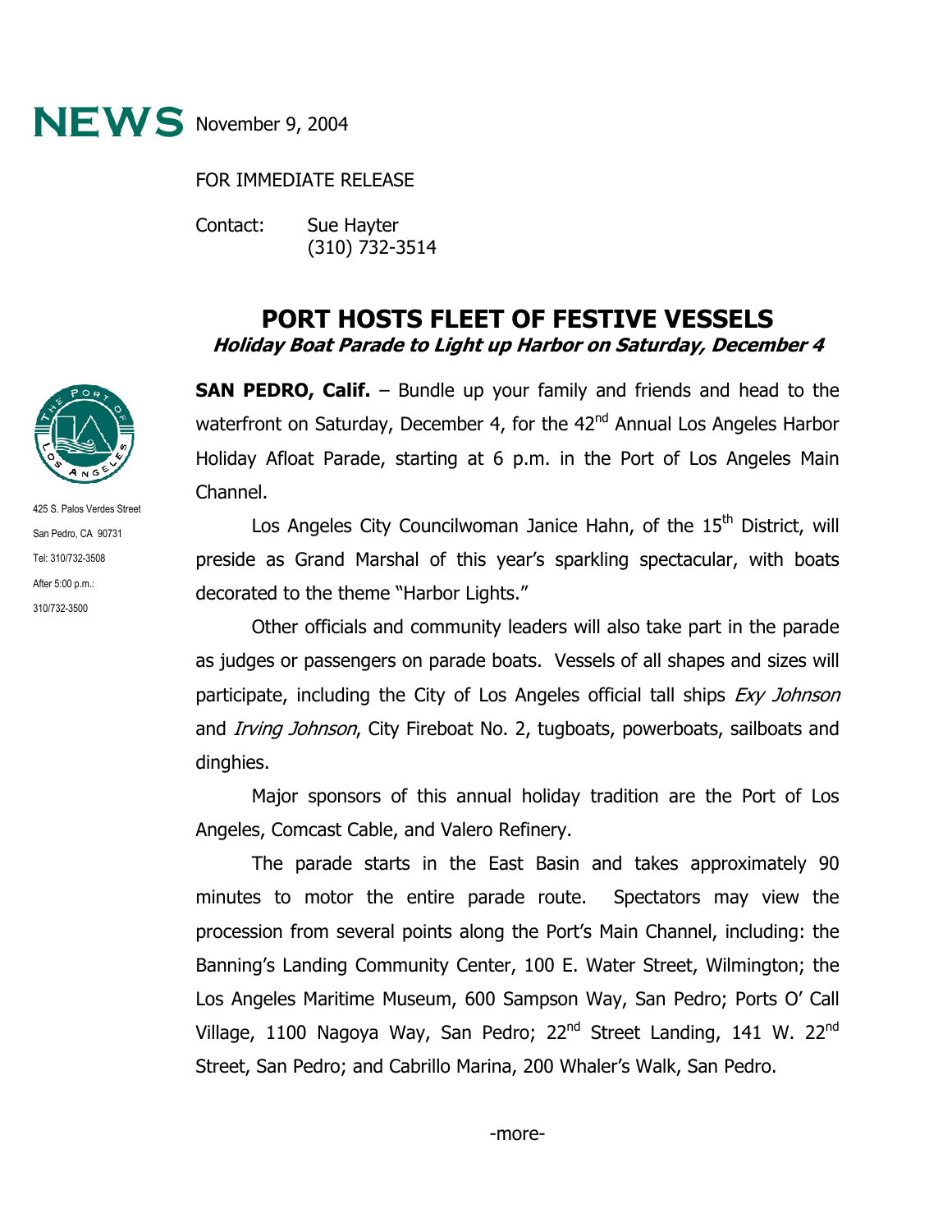# NEWS

November 9, 2004

FOR IMMEDIATE RELEASE

Contact: Sue Hayter
(310) 732-3514

425 S. Palos Verdes Street
San Pedro, CA 90731
Tel: 310/732-3508
After 5:00 p.m.:
310/732-3500

## PORT HOSTS FLEET OF FESTIVE VESSELS

### *Holiday Boat Parade to Light up Harbor on Saturday, December 4*

**SAN PEDRO, Calif.** – Bundle up your family and friends and head to the waterfront on Saturday, December 4, for the 42nd Annual Los Angeles Harbor Holiday Afloat Parade, starting at 6 p.m. in the Port of Los Angeles Main Channel.

Los Angeles City Councilwoman Janice Hahn, of the 15th District, will preside as Grand Marshal of this year's sparkling spectacular, with boats decorated to the theme "Harbor Lights."

Other officials and community leaders will also take part in the parade as judges or passengers on parade boats. Vessels of all shapes and sizes will participate, including the City of Los Angeles official tall ships *Exy Johnson* and *Irving Johnson*, City Fireboat No. 2, tugboats, powerboats, sailboats and dinghies.

Major sponsors of this annual holiday tradition are the Port of Los Angeles, Comcast Cable, and Valero Refinery.

The parade starts in the East Basin and takes approximately 90 minutes to motor the entire parade route. Spectators may view the procession from several points along the Port's Main Channel, including: the Banning's Landing Community Center, 100 E. Water Street, Wilmington; the Los Angeles Maritime Museum, 600 Sampson Way, San Pedro; Ports O' Call Village, 1100 Nagoya Way, San Pedro; 22nd Street Landing, 141 W. 22nd Street, San Pedro; and Cabrillo Marina, 200 Whaler's Walk, San Pedro.

-more-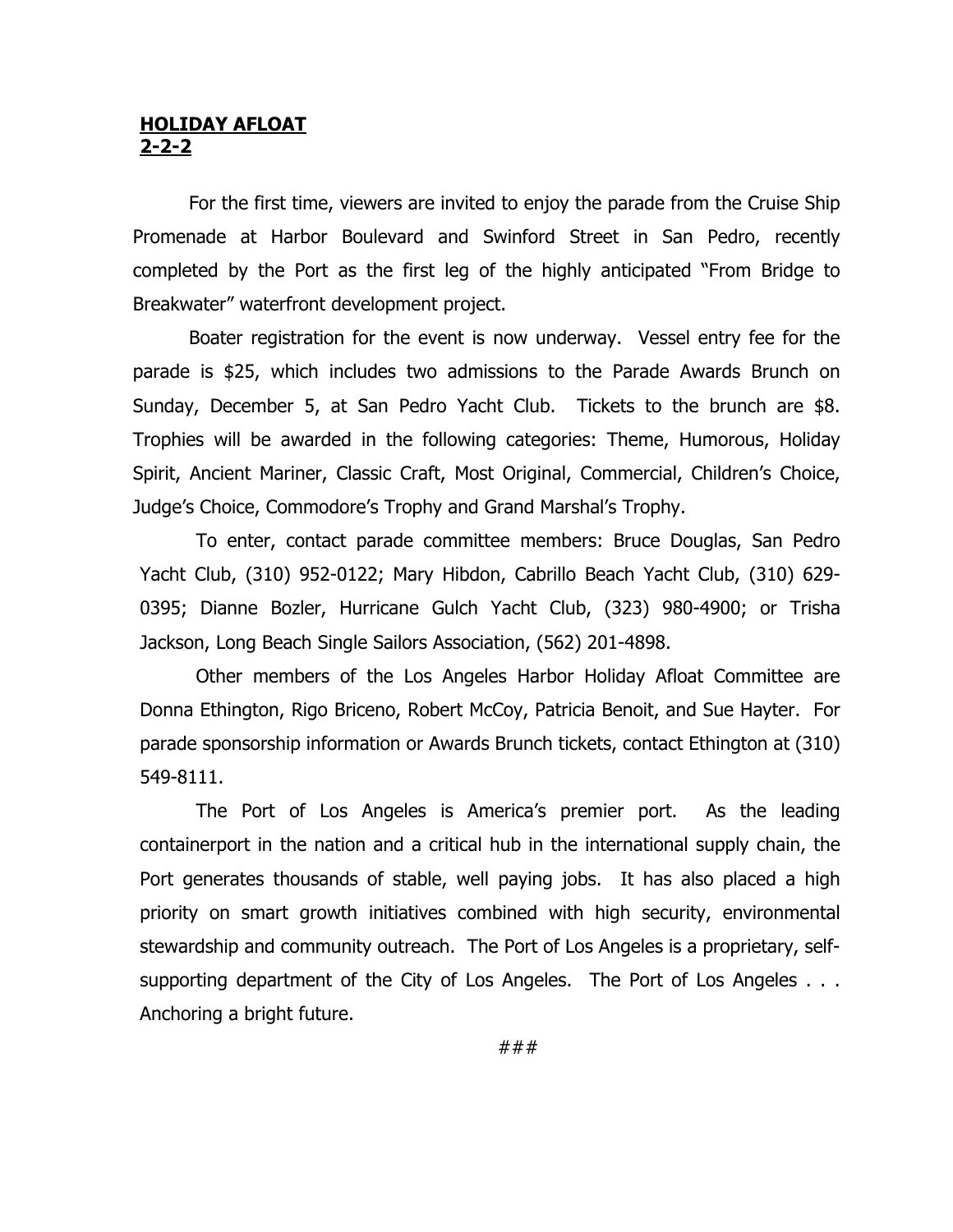**HOLIDAY AFLOAT**
**2-2-2**

For the first time, viewers are invited to enjoy the parade from the Cruise Ship Promenade at Harbor Boulevard and Swinford Street in San Pedro, recently completed by the Port as the first leg of the highly anticipated "From Bridge to Breakwater" waterfront development project.

Boater registration for the event is now underway. Vessel entry fee for the parade is $25, which includes two admissions to the Parade Awards Brunch on Sunday, December 5, at San Pedro Yacht Club. Tickets to the brunch are $8. Trophies will be awarded in the following categories: Theme, Humorous, Holiday Spirit, Ancient Mariner, Classic Craft, Most Original, Commercial, Children's Choice, Judge's Choice, Commodore's Trophy and Grand Marshal's Trophy.

To enter, contact parade committee members: Bruce Douglas, San Pedro Yacht Club, (310) 952-0122; Mary Hibdon, Cabrillo Beach Yacht Club, (310) 629-0395; Dianne Bozler, Hurricane Gulch Yacht Club, (323) 980-4900; or Trisha Jackson, Long Beach Single Sailors Association, (562) 201-4898.

Other members of the Los Angeles Harbor Holiday Afloat Committee are Donna Ethington, Rigo Briceno, Robert McCoy, Patricia Benoit, and Sue Hayter. For parade sponsorship information or Awards Brunch tickets, contact Ethington at (310) 549-8111.

The Port of Los Angeles is America's premier port. As the leading containerport in the nation and a critical hub in the international supply chain, the Port generates thousands of stable, well paying jobs. It has also placed a high priority on smart growth initiatives combined with high security, environmental stewardship and community outreach. The Port of Los Angeles is a proprietary, self-supporting department of the City of Los Angeles. The Port of Los Angeles . . . Anchoring a bright future.

###